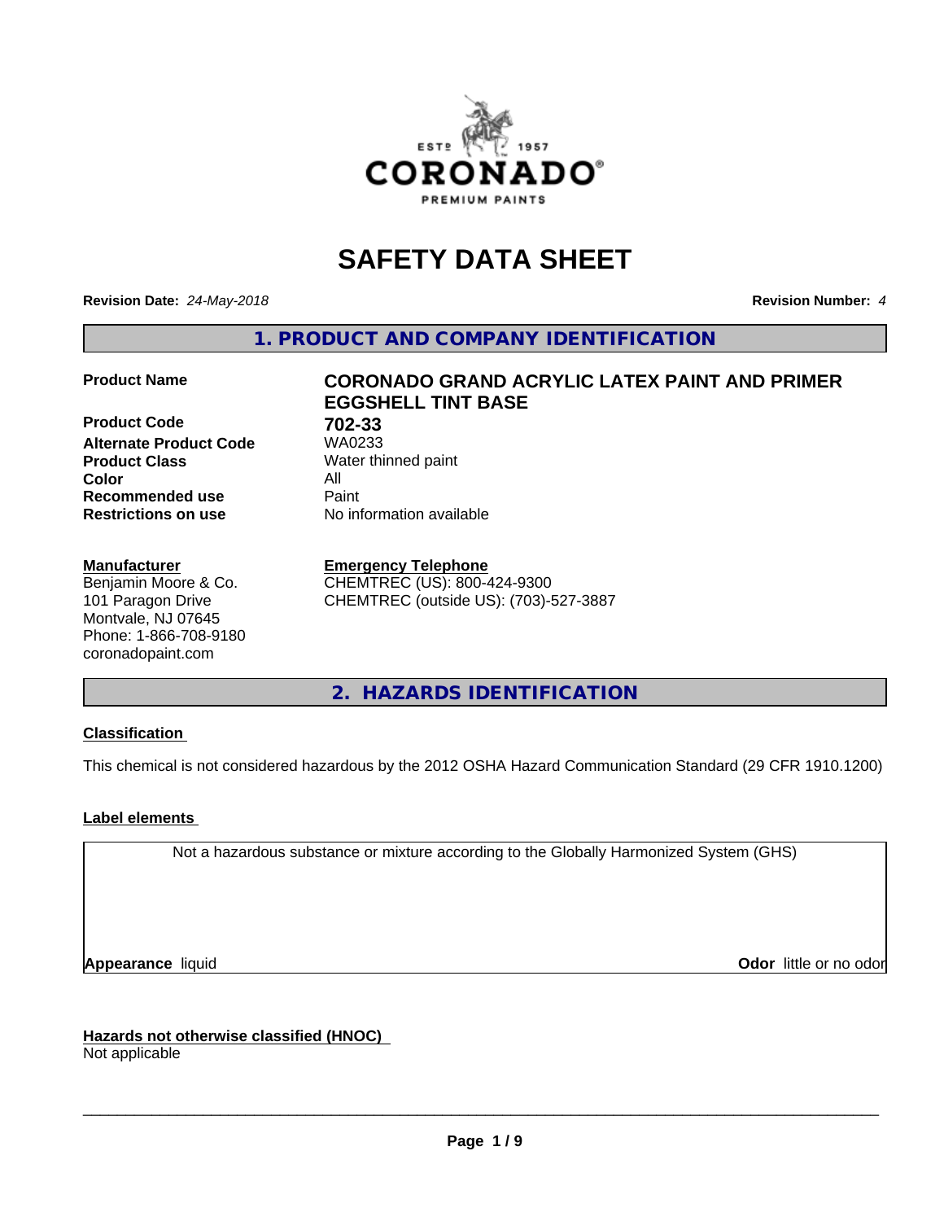# SAFETY DATA SHEET

**Revision Date:** *24-May-2018* **Revision Number:** *4*

## 1. PRODUCT AND COMPANY IDENTIFICATION

| | |
|---|---|
| **Product Name** | **CORONADO GRAND ACRYLIC LATEX PAINT AND PRIMER EGGSHELL TINT BASE** |
| **Product Code** | **702-33** |
| **Alternate Product Code** | WA0233 |
| **Product Class** | Water thinned paint |
| **Color** | All |
| **Recommended use** | Paint |
| **Restrictions on use** | No information available |

**Manufacturer**
Benjamin Moore & Co.
101 Paragon Drive
Montvale, NJ 07645
Phone: 1-866-708-9180
coronadopaint.com

**Emergency Telephone**
CHEMTREC (US): 800-424-9300
CHEMTREC (outside US): (703)-527-3887

## 2. HAZARDS IDENTIFICATION

**Classification**

This chemical is not considered hazardous by the 2012 OSHA Hazard Communication Standard (29 CFR 1910.1200)

**Label elements**

Not a hazardous substance or mixture according to the Globally Harmonized System (GHS)

**Appearance** liquid **Odor** little or no odor

**Hazards not otherwise classified (HNOC)**
Not applicable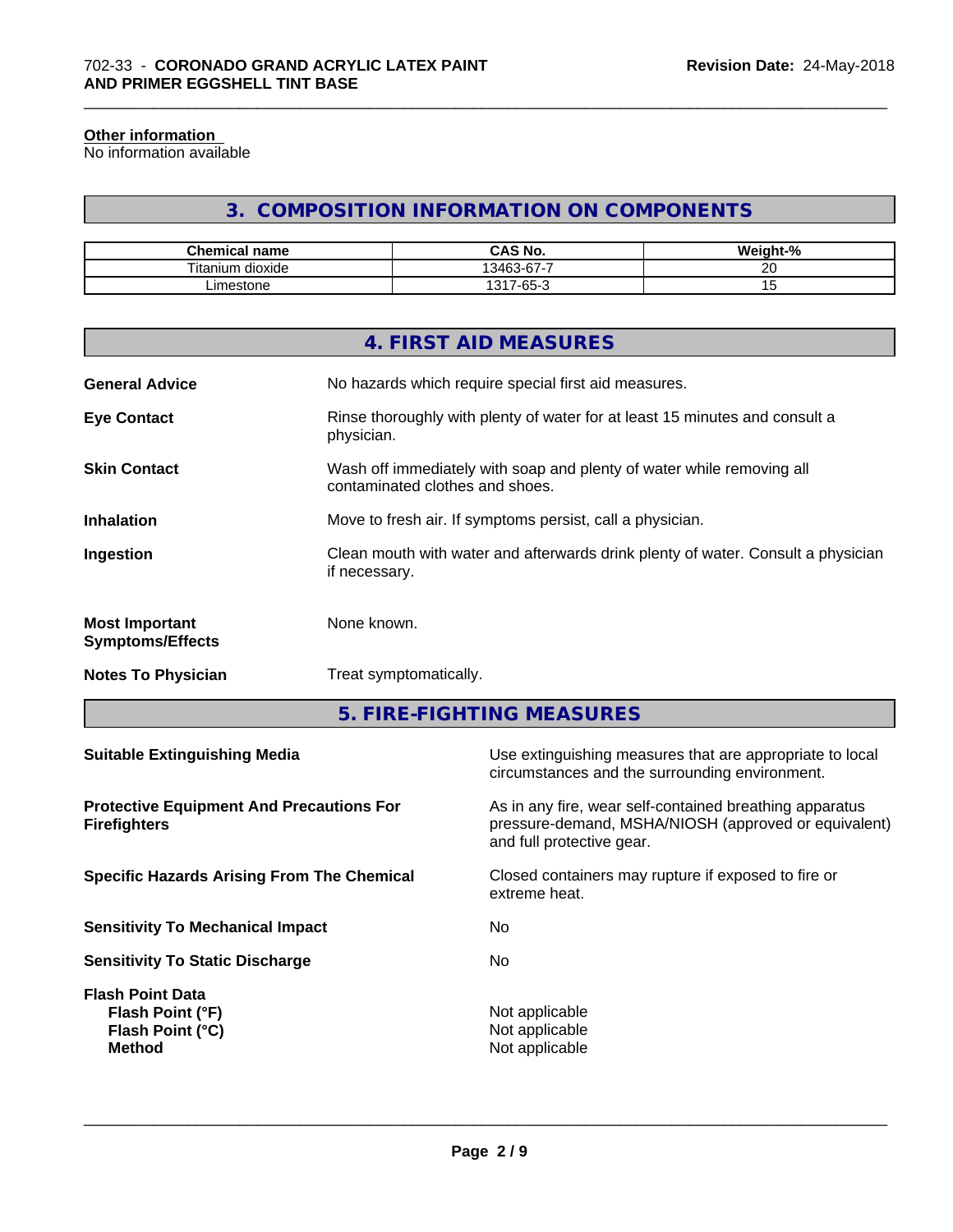#### Other information

No information available

## 3. COMPOSITION INFORMATION ON COMPONENTS

| Chemical name | CAS No. | Weight-% |
| --- | --- | --- |
| Titanium dioxide | 13463-67-7 | 20 |
| Limestone | 1317-65-3 | 15 |

## 4. FIRST AID MEASURES

**General Advice** No hazards which require special first aid measures.

**Eye Contact** Rinse thoroughly with plenty of water for at least 15 minutes and consult a physician.

**Skin Contact** Wash off immediately with soap and plenty of water while removing all contaminated clothes and shoes.

**Inhalation** Move to fresh air. If symptoms persist, call a physician.

**Ingestion** Clean mouth with water and afterwards drink plenty of water. Consult a physician if necessary.

**Most Important Symptoms/Effects** None known.

**Notes To Physician** Treat symptomatically.

## 5. FIRE-FIGHTING MEASURES

**Suitable Extinguishing Media** Use extinguishing measures that are appropriate to local circumstances and the surrounding environment.

**Protective Equipment And Precautions For Firefighters** As in any fire, wear self-contained breathing apparatus pressure-demand, MSHA/NIOSH (approved or equivalent) and full protective gear.

**Specific Hazards Arising From The Chemical** Closed containers may rupture if exposed to fire or extreme heat.

**Sensitivity To Mechanical Impact** No

**Sensitivity To Static Discharge** No

**Flash Point Data**
**Flash Point (°F)** Not applicable
**Flash Point (°C)** Not applicable
**Method** Not applicable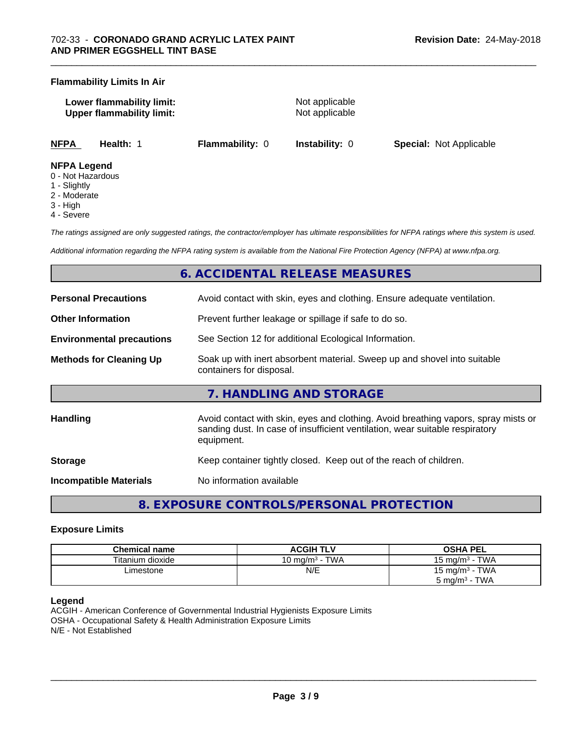**Flammability Limits In Air**

**Lower flammability limit:** Not applicable
**Upper flammability limit:** Not applicable

| **NFPA** | **Health:** 1 | **Flammability:** 0 | **Instability:** 0 | **Special:** Not Applicable |
|---|---|---|---|---|

**NFPA Legend**
0 - Not Hazardous
1 - Slightly
2 - Moderate
3 - High
4 - Severe

*The ratings assigned are only suggested ratings, the contractor/employer has ultimate responsibilities for NFPA ratings where this system is used.*

*Additional information regarding the NFPA rating system is available from the National Fire Protection Agency (NFPA) at www.nfpa.org.*

## 6. ACCIDENTAL RELEASE MEASURES

**Personal Precautions** Avoid contact with skin, eyes and clothing. Ensure adequate ventilation.

**Other Information** Prevent further leakage or spillage if safe to do so.

**Environmental precautions** See Section 12 for additional Ecological Information.

**Methods for Cleaning Up** Soak up with inert absorbent material. Sweep up and shovel into suitable containers for disposal.

## 7. HANDLING AND STORAGE

**Handling** Avoid contact with skin, eyes and clothing. Avoid breathing vapors, spray mists or sanding dust. In case of insufficient ventilation, wear suitable respiratory equipment.

**Storage** Keep container tightly closed. Keep out of the reach of children.

**Incompatible Materials** No information available

## 8. EXPOSURE CONTROLS/PERSONAL PROTECTION

**Exposure Limits**

| Chemical name | ACGIH TLV | OSHA PEL |
|---|---|---|
| Titanium dioxide | 10 mg/m³ - TWA | 15 mg/m³ - TWA |
| Limestone | N/E | 15 mg/m³ - TWA<br>5 mg/m³ - TWA |

**Legend**
ACGIH - American Conference of Governmental Industrial Hygienists Exposure Limits
OSHA - Occupational Safety & Health Administration Exposure Limits
N/E - Not Established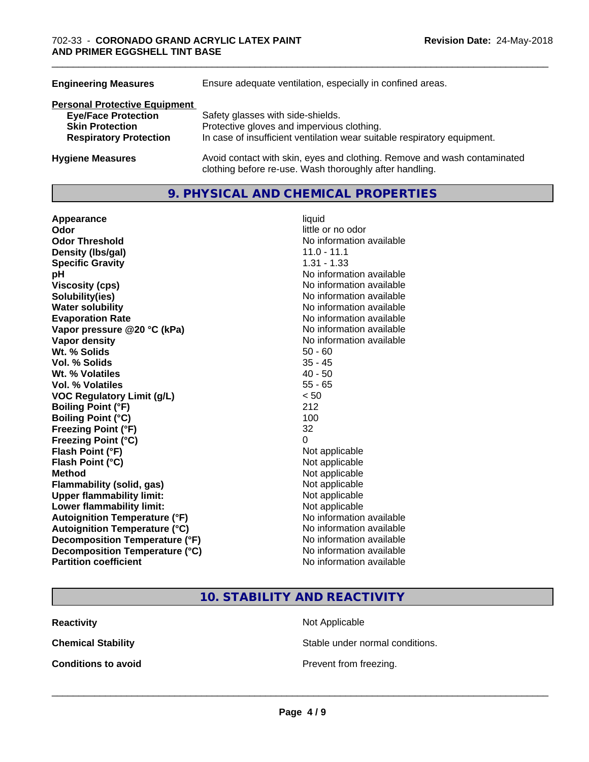| | |
|---|---|
| **Engineering Measures** | Ensure adequate ventilation, especially in confined areas. |

**Personal Protective Equipment**

| | |
|---|---|
| **Eye/Face Protection** | Safety glasses with side-shields. |
| **Skin Protection** | Protective gloves and impervious clothing. |
| **Respiratory Protection** | In case of insufficient ventilation wear suitable respiratory equipment. |

| | |
|---|---|
| **Hygiene Measures** | Avoid contact with skin, eyes and clothing. Remove and wash contaminated clothing before re-use. Wash thoroughly after handling. |

## 9. PHYSICAL AND CHEMICAL PROPERTIES

| | |
|---|---|
| **Appearance** | liquid |
| **Odor** | little or no odor |
| **Odor Threshold** | No information available |
| **Density (lbs/gal)** | 11.0 - 11.1 |
| **Specific Gravity** | 1.31 - 1.33 |
| **pH** | No information available |
| **Viscosity (cps)** | No information available |
| **Solubility(ies)** | No information available |
| **Water solubility** | No information available |
| **Evaporation Rate** | No information available |
| **Vapor pressure @20 °C (kPa)** | No information available |
| **Vapor density** | No information available |
| **Wt. % Solids** | 50 - 60 |
| **Vol. % Solids** | 35 - 45 |
| **Wt. % Volatiles** | 40 - 50 |
| **Vol. % Volatiles** | 55 - 65 |
| **VOC Regulatory Limit (g/L)** | < 50 |
| **Boiling Point (°F)** | 212 |
| **Boiling Point (°C)** | 100 |
| **Freezing Point (°F)** | 32 |
| **Freezing Point (°C)** | 0 |
| **Flash Point (°F)** | Not applicable |
| **Flash Point (°C)** | Not applicable |
| **Method** | Not applicable |
| **Flammability (solid, gas)** | Not applicable |
| **Upper flammability limit:** | Not applicable |
| **Lower flammability limit:** | Not applicable |
| **Autoignition Temperature (°F)** | No information available |
| **Autoignition Temperature (°C)** | No information available |
| **Decomposition Temperature (°F)** | No information available |
| **Decomposition Temperature (°C)** | No information available |
| **Partition coefficient** | No information available |

## 10. STABILITY AND REACTIVITY

| | |
|---|---|
| **Reactivity** | Not Applicable |
| **Chemical Stability** | Stable under normal conditions. |
| **Conditions to avoid** | Prevent from freezing. |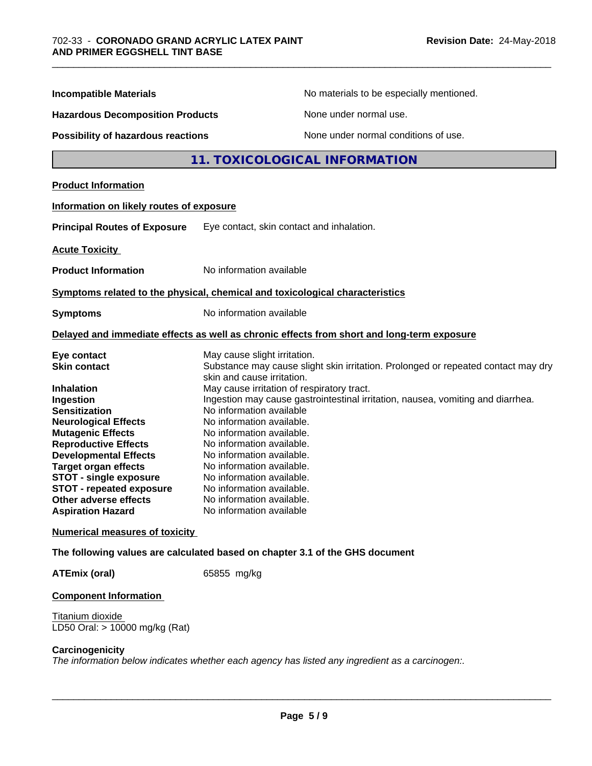**Incompatible Materials** No materials to be especially mentioned.

**Hazardous Decomposition Products** None under normal use.

**Possibility of hazardous reactions** None under normal conditions of use.

## 11. TOXICOLOGICAL INFORMATION

**Product Information**

**Information on likely routes of exposure**

**Principal Routes of Exposure** Eye contact, skin contact and inhalation.

**Acute Toxicity**

**Product Information** No information available

**Symptoms related to the physical, chemical and toxicological characteristics**

**Symptoms** No information available

**Delayed and immediate effects as well as chronic effects from short and long-term exposure**

| | |
|---|---|
| **Eye contact** | May cause slight irritation. |
| **Skin contact** | Substance may cause slight skin irritation. Prolonged or repeated contact may dry skin and cause irritation. |
| **Inhalation** | May cause irritation of respiratory tract. |
| **Ingestion** | Ingestion may cause gastrointestinal irritation, nausea, vomiting and diarrhea. |
| **Sensitization** | No information available |
| **Neurological Effects** | No information available. |
| **Mutagenic Effects** | No information available. |
| **Reproductive Effects** | No information available. |
| **Developmental Effects** | No information available. |
| **Target organ effects** | No information available. |
| **STOT - single exposure** | No information available. |
| **STOT - repeated exposure** | No information available. |
| **Other adverse effects** | No information available. |
| **Aspiration Hazard** | No information available |

**Numerical measures of toxicity**

**The following values are calculated based on chapter 3.1 of the GHS document**

**ATEmix (oral)** 65855 mg/kg

**Component Information**

Titanium dioxide
LD50 Oral: > 10000 mg/kg (Rat)

**Carcinogenicity**
*The information below indicates whether each agency has listed any ingredient as a carcinogen:.*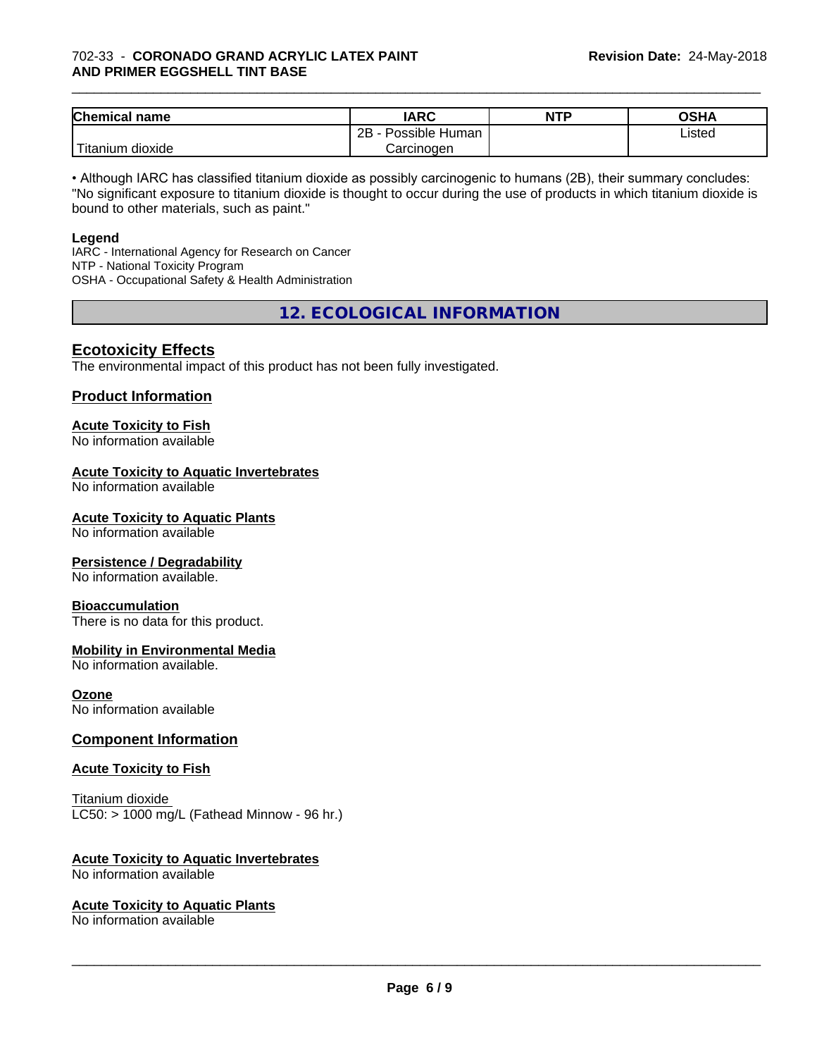| Chemical name | IARC | NTP | OSHA |
| --- | --- | --- | --- |
| Titanium dioxide | 2B - Possible Human Carcinogen | | Listed |

• Although IARC has classified titanium dioxide as possibly carcinogenic to humans (2B), their summary concludes: "No significant exposure to titanium dioxide is thought to occur during the use of products in which titanium dioxide is bound to other materials, such as paint."

**Legend**
IARC - International Agency for Research on Cancer
NTP - National Toxicity Program
OSHA - Occupational Safety & Health Administration

## 12. ECOLOGICAL INFORMATION

### Ecotoxicity Effects
The environmental impact of this product has not been fully investigated.

### Product Information

**Acute Toxicity to Fish**
No information available

**Acute Toxicity to Aquatic Invertebrates**
No information available

**Acute Toxicity to Aquatic Plants**
No information available

**Persistence / Degradability**
No information available.

**Bioaccumulation**
There is no data for this product.

**Mobility in Environmental Media**
No information available.

**Ozone**
No information available

### Component Information

**Acute Toxicity to Fish**

Titanium dioxide
LC50: > 1000 mg/L (Fathead Minnow - 96 hr.)

**Acute Toxicity to Aquatic Invertebrates**
No information available

**Acute Toxicity to Aquatic Plants**
No information available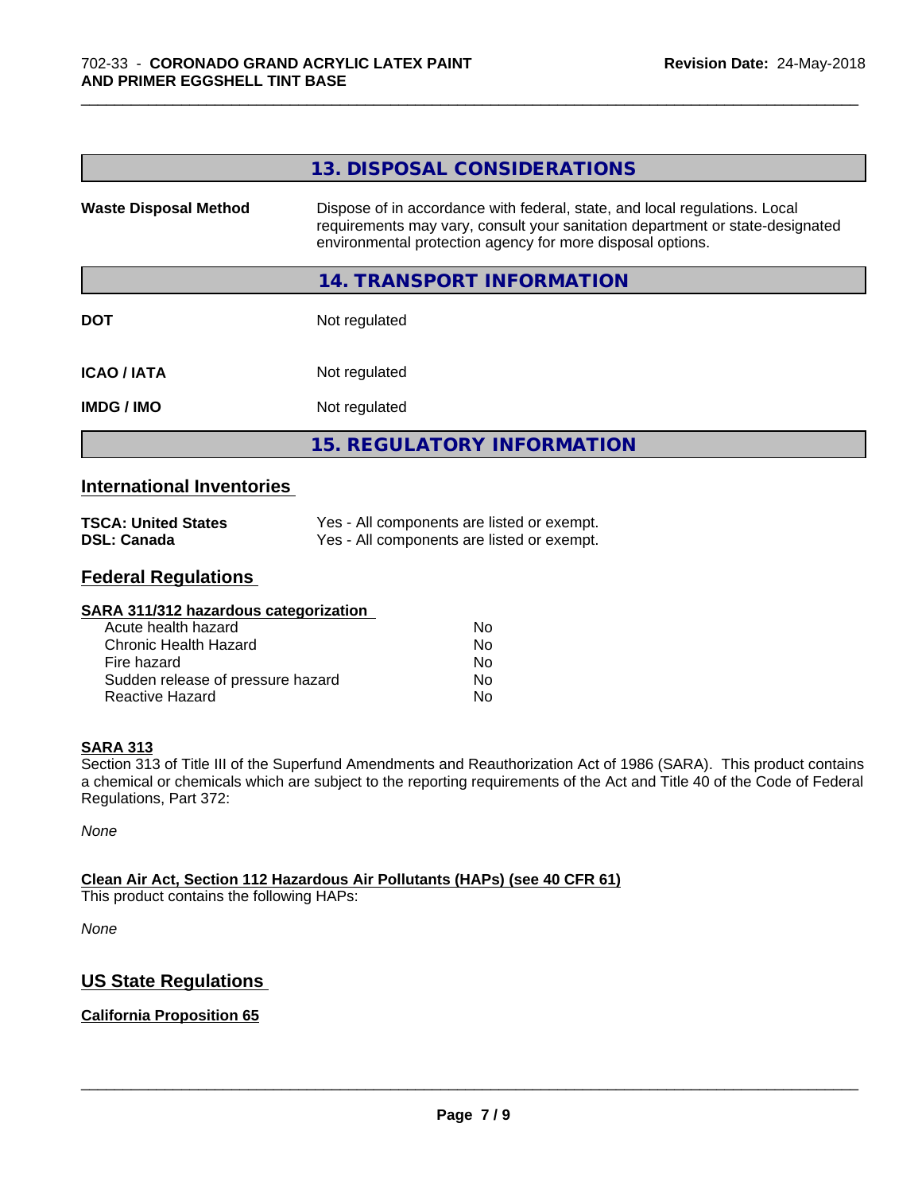## 13. DISPOSAL CONSIDERATIONS

| | |
|---|---|
| **Waste Disposal Method** | Dispose of in accordance with federal, state, and local regulations. Local requirements may vary, consult your sanitation department or state-designated environmental protection agency for more disposal options. |

## 14. TRANSPORT INFORMATION

| | |
|---|---|
| **DOT** | Not regulated |
| **ICAO / IATA** | Not regulated |
| **IMDG / IMO** | Not regulated |

## 15. REGULATORY INFORMATION

### International Inventories

| | |
|---|---|
| **TSCA: United States** | Yes - All components are listed or exempt. |
| **DSL: Canada** | Yes - All components are listed or exempt. |

### Federal Regulations

**SARA 311/312 hazardous categorization**

| | |
|---|---|
| Acute health hazard | No |
| Chronic Health Hazard | No |
| Fire hazard | No |
| Sudden release of pressure hazard | No |
| Reactive Hazard | No |

**SARA 313**

Section 313 of Title III of the Superfund Amendments and Reauthorization Act of 1986 (SARA). This product contains a chemical or chemicals which are subject to the reporting requirements of the Act and Title 40 of the Code of Federal Regulations, Part 372:

*None*

**Clean Air Act, Section 112 Hazardous Air Pollutants (HAPs) (see 40 CFR 61)**

This product contains the following HAPs:

*None*

### US State Regulations

**California Proposition 65**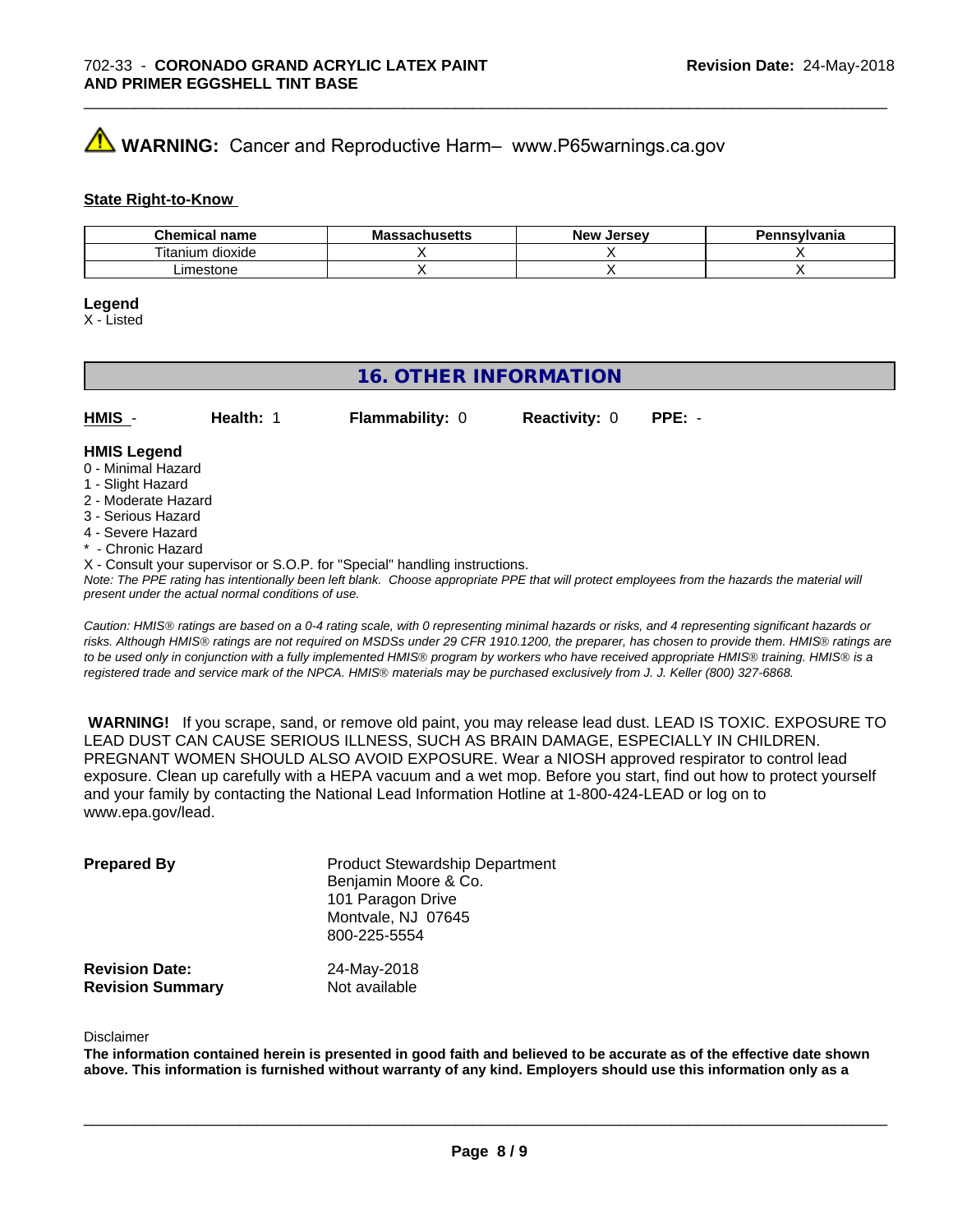**WARNING:** Cancer and Reproductive Harm– www.P65warnings.ca.gov

**State Right-to-Know**

| Chemical name | Massachusetts | New Jersey | Pennsylvania |
|---|---|---|---|
| Titanium dioxide | X | X | X |
| Limestone | X | X | X |

**Legend**
X - Listed

## 16. OTHER INFORMATION

**HMIS** - **Health:** 1 **Flammability:** 0 **Reactivity:** 0 **PPE:** -

**HMIS Legend**
0 - Minimal Hazard
1 - Slight Hazard
2 - Moderate Hazard
3 - Serious Hazard
4 - Severe Hazard
* - Chronic Hazard
X - Consult your supervisor or S.O.P. for "Special" handling instructions.
*Note: The PPE rating has intentionally been left blank. Choose appropriate PPE that will protect employees from the hazards the material will present under the actual normal conditions of use.*

*Caution: HMIS® ratings are based on a 0-4 rating scale, with 0 representing minimal hazards or risks, and 4 representing significant hazards or risks. Although HMIS® ratings are not required on MSDSs under 29 CFR 1910.1200, the preparer, has chosen to provide them. HMIS® ratings are to be used only in conjunction with a fully implemented HMIS® program by workers who have received appropriate HMIS® training. HMIS® is a registered trade and service mark of the NPCA. HMIS® materials may be purchased exclusively from J. J. Keller (800) 327-6868.*

**WARNING!** If you scrape, sand, or remove old paint, you may release lead dust. LEAD IS TOXIC. EXPOSURE TO LEAD DUST CAN CAUSE SERIOUS ILLNESS, SUCH AS BRAIN DAMAGE, ESPECIALLY IN CHILDREN. PREGNANT WOMEN SHOULD ALSO AVOID EXPOSURE. Wear a NIOSH approved respirator to control lead exposure. Clean up carefully with a HEPA vacuum and a wet mop. Before you start, find out how to protect yourself and your family by contacting the National Lead Information Hotline at 1-800-424-LEAD or log on to www.epa.gov/lead.

**Prepared By**
Product Stewardship Department
Benjamin Moore & Co.
101 Paragon Drive
Montvale, NJ 07645
800-225-5554

**Revision Date:** 24-May-2018
**Revision Summary** Not available

Disclaimer
**The information contained herein is presented in good faith and believed to be accurate as of the effective date shown above. This information is furnished without warranty of any kind. Employers should use this information only as a**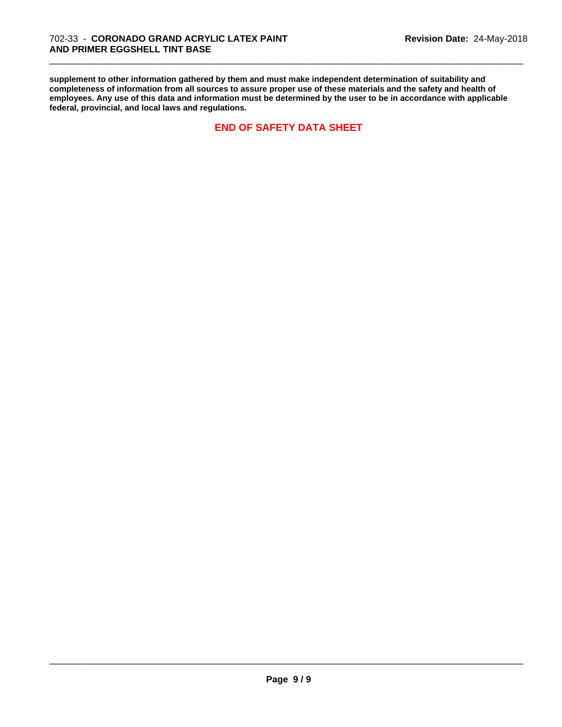**supplement to other information gathered by them and must make independent determination of suitability and completeness of information from all sources to assure proper use of these materials and the safety and health of employees. Any use of this data and information must be determined by the user to be in accordance with applicable federal, provincial, and local laws and regulations.**

**END OF SAFETY DATA SHEET**